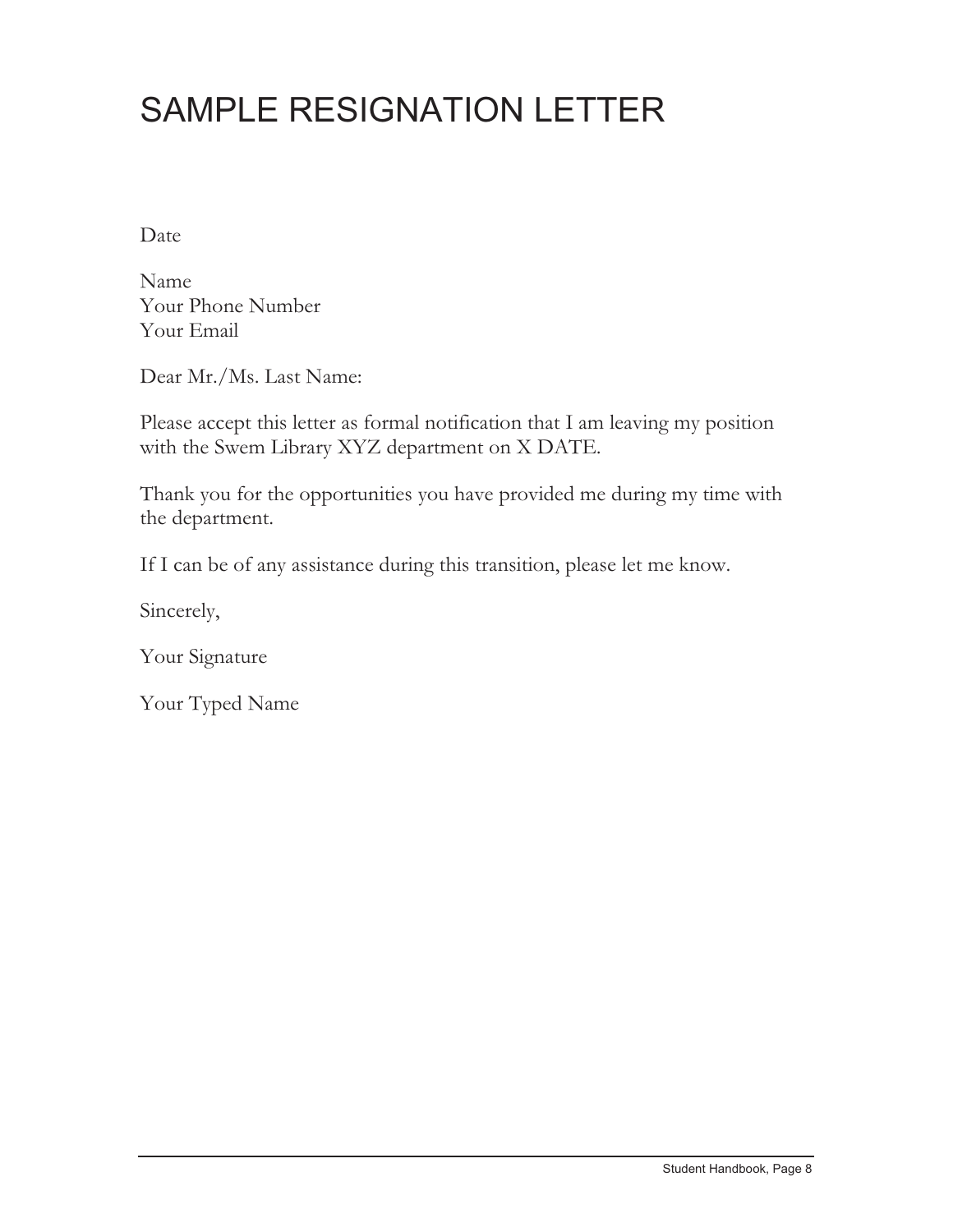# SAMPLE RESIGNATION LETTER

Date

Name
Your Phone Number
Your Email

Dear Mr./Ms. Last Name:

Please accept this letter as formal notification that I am leaving my position with the Swem Library XYZ department on X DATE.

Thank you for the opportunities you have provided me during my time with the department.

If I can be of any assistance during this transition, please let me know.

Sincerely,

Your Signature

Your Typed Name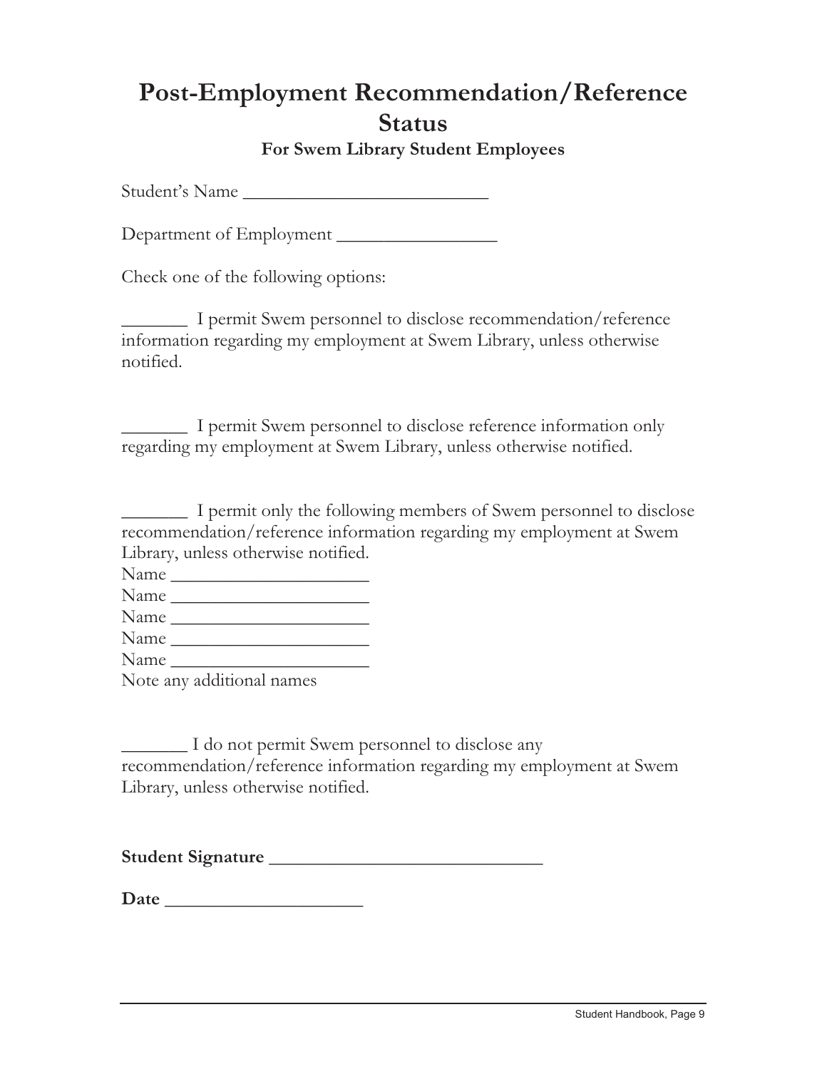# Post-Employment Recommendation/Reference Status

### For Swem Library Student Employees

Student's Name ___________________________

Department of Employment _________________

Check one of the following options:

_______ I permit Swem personnel to disclose recommendation/reference information regarding my employment at Swem Library, unless otherwise notified.

_______ I permit Swem personnel to disclose reference information only regarding my employment at Swem Library, unless otherwise notified.

_______ I permit only the following members of Swem personnel to disclose recommendation/reference information regarding my employment at Swem Library, unless otherwise notified.
Name _____________________
Name _____________________
Name _____________________
Name _____________________
Name _____________________
Note any additional names

_______ I do not permit Swem personnel to disclose any recommendation/reference information regarding my employment at Swem Library, unless otherwise notified.

**Student Signature** ______________________________

**Date** _____________________